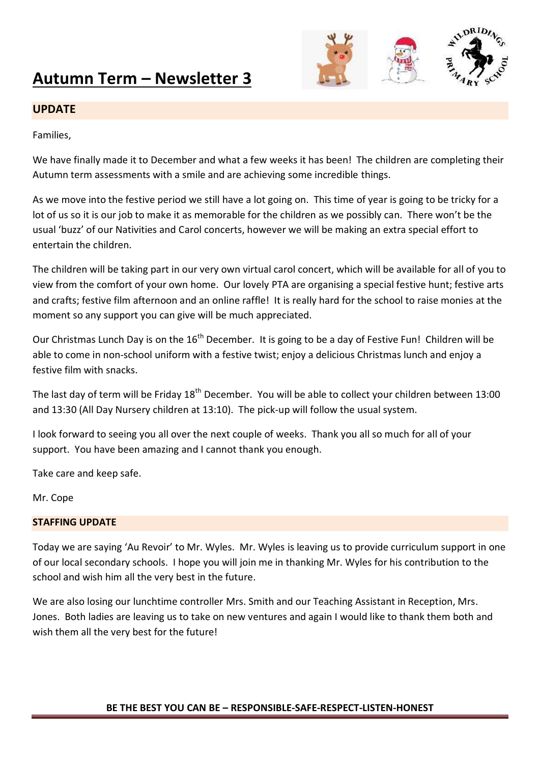# Autumn Term – Newsletter 3

## UPDATE

Families,

We have finally made it to December and what a few weeks it has been! The children are completing their Autumn term assessments with a smile and are achieving some incredible things.

As we move into the festive period we still have a lot going on. This time of year is going to be tricky for a lot of us so it is our job to make it as memorable for the children as we possibly can. There won't be the usual 'buzz' of our Nativities and Carol concerts, however we will be making an extra special effort to entertain the children.

The children will be taking part in our very own virtual carol concert, which will be available for all of you to view from the comfort of your own home. Our lovely PTA are organising a special festive hunt; festive arts and crafts; festive film afternoon and an online raffle! It is really hard for the school to raise monies at the moment so any support you can give will be much appreciated.

Our Christmas Lunch Day is on the 16th December. It is going to be a day of Festive Fun! Children will be able to come in non-school uniform with a festive twist; enjoy a delicious Christmas lunch and enjoy a festive film with snacks.

The last day of term will be Friday 18th December. You will be able to collect your children between 13:00 and 13:30 (All Day Nursery children at 13:10). The pick-up will follow the usual system.

I look forward to seeing you all over the next couple of weeks. Thank you all so much for all of your support. You have been amazing and I cannot thank you enough.

Take care and keep safe.

Mr. Cope

## STAFFING UPDATE

Today we are saying 'Au Revoir' to Mr. Wyles. Mr. Wyles is leaving us to provide curriculum support in one of our local secondary schools. I hope you will join me in thanking Mr. Wyles for his contribution to the school and wish him all the very best in the future.

We are also losing our lunchtime controller Mrs. Smith and our Teaching Assistant in Reception, Mrs. Jones. Both ladies are leaving us to take on new ventures and again I would like to thank them both and wish them all the very best for the future!

**BE THE BEST YOU CAN BE – RESPONSIBLE-SAFE-RESPECT-LISTEN-HONEST**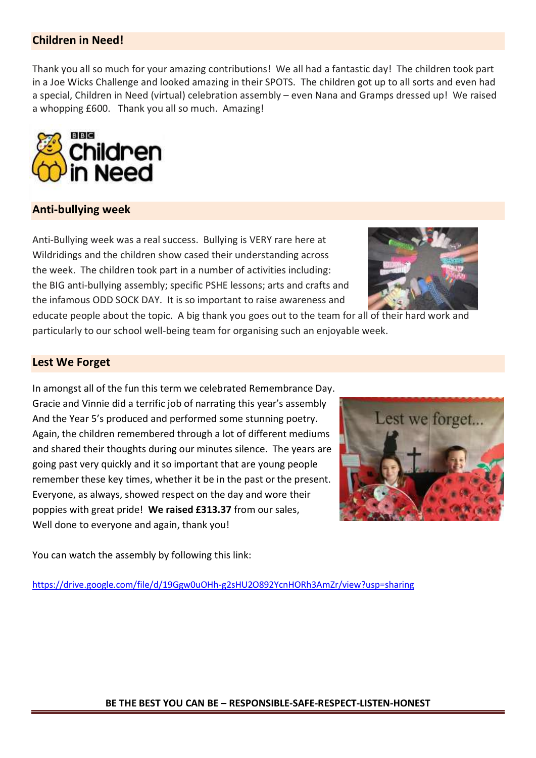## Children in Need!

Thank you all so much for your amazing contributions! We all had a fantastic day! The children took part in a Joe Wicks Challenge and looked amazing in their SPOTS. The children got up to all sorts and even had a special, Children in Need (virtual) celebration assembly – even Nana and Gramps dressed up! We raised a whopping £600. Thank you all so much. Amazing!

## Anti-bullying week

Anti-Bullying week was a real success. Bullying is VERY rare here at Wildridings and the children show cased their understanding across the week. The children took part in a number of activities including: the BIG anti-bullying assembly; specific PSHE lessons; arts and crafts and the infamous ODD SOCK DAY. It is so important to raise awareness and educate people about the topic. A big thank you goes out to the team for all of their hard work and particularly to our school well-being team for organising such an enjoyable week.

## Lest We Forget

In amongst all of the fun this term we celebrated Remembrance Day. Gracie and Vinnie did a terrific job of narrating this year's assembly And the Year 5's produced and performed some stunning poetry. Again, the children remembered through a lot of different mediums and shared their thoughts during our minutes silence. The years are going past very quickly and it so important that are young people remember these key times, whether it be in the past or the present. Everyone, as always, showed respect on the day and wore their poppies with great pride! **We raised £313.37** from our sales, Well done to everyone and again, thank you!

You can watch the assembly by following this link:

https://drive.google.com/file/d/19Ggw0uOHh-g2sHU2O892YcnHORh3AmZr/view?usp=sharing

**BE THE BEST YOU CAN BE – RESPONSIBLE-SAFE-RESPECT-LISTEN-HONEST**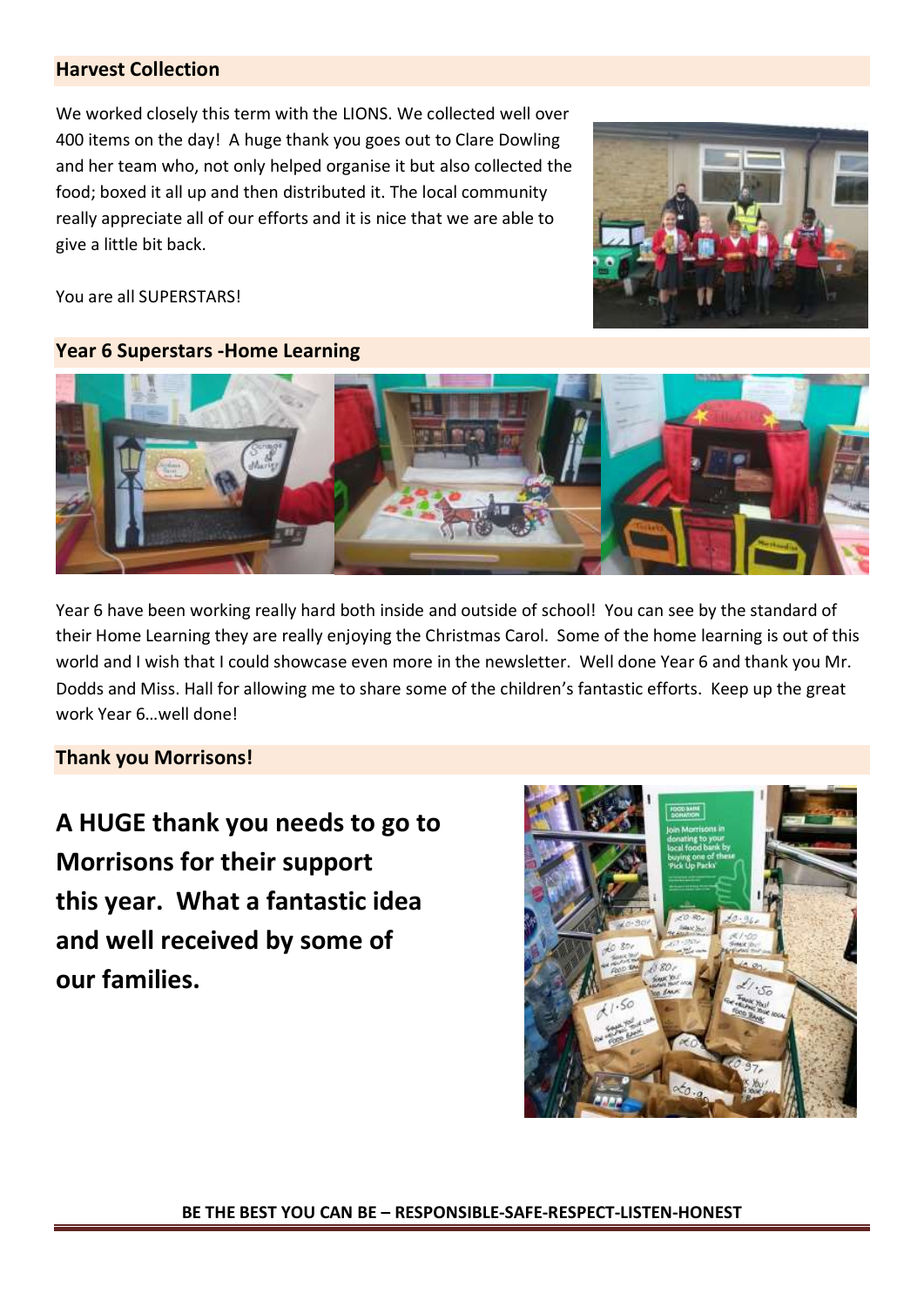## Harvest Collection

We worked closely this term with the LIONS. We collected well over 400 items on the day! A huge thank you goes out to Clare Dowling and her team who, not only helped organise it but also collected the food; boxed it all up and then distributed it. The local community really appreciate all of our efforts and it is nice that we are able to give a little bit back.

You are all SUPERSTARS!

## Year 6 Superstars -Home Learning

Year 6 have been working really hard both inside and outside of school! You can see by the standard of their Home Learning they are really enjoying the Christmas Carol. Some of the home learning is out of this world and I wish that I could showcase even more in the newsletter. Well done Year 6 and thank you Mr. Dodds and Miss. Hall for allowing me to share some of the children's fantastic efforts. Keep up the great work Year 6…well done!

## Thank you Morrisons!

**A HUGE thank you needs to go to Morrisons for their support this year. What a fantastic idea and well received by some of our families.**

BE THE BEST YOU CAN BE – RESPONSIBLE-SAFE-RESPECT-LISTEN-HONEST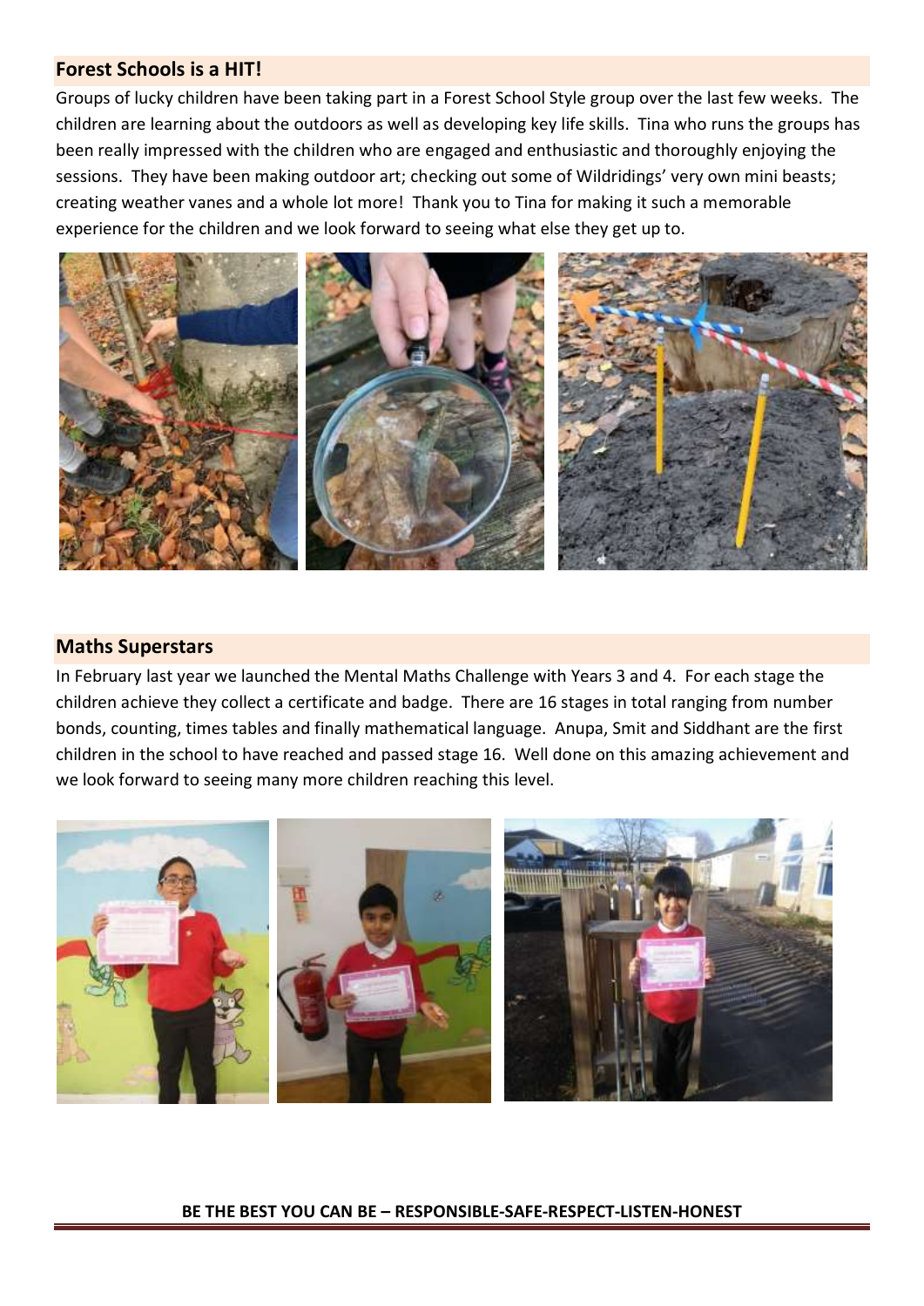## Forest Schools is a HIT!

Groups of lucky children have been taking part in a Forest School Style group over the last few weeks. The children are learning about the outdoors as well as developing key life skills. Tina who runs the groups has been really impressed with the children who are engaged and enthusiastic and thoroughly enjoying the sessions. They have been making outdoor art; checking out some of Wildridings' very own mini beasts; creating weather vanes and a whole lot more! Thank you to Tina for making it such a memorable experience for the children and we look forward to seeing what else they get up to.

## Maths Superstars

In February last year we launched the Mental Maths Challenge with Years 3 and 4. For each stage the children achieve they collect a certificate and badge. There are 16 stages in total ranging from number bonds, counting, times tables and finally mathematical language. Anupa, Smit and Siddhant are the first children in the school to have reached and passed stage 16. Well done on this amazing achievement and we look forward to seeing many more children reaching this level.

**BE THE BEST YOU CAN BE – RESPONSIBLE-SAFE-RESPECT-LISTEN-HONEST**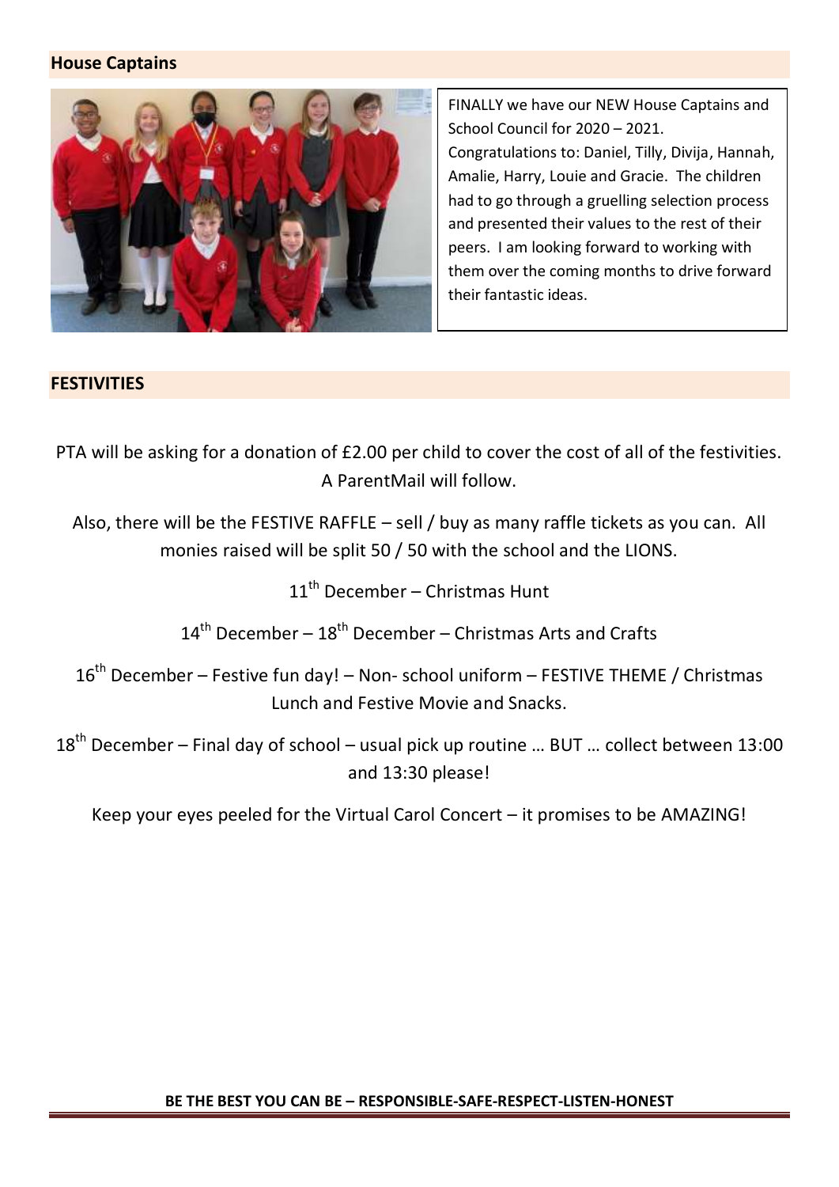## House Captains

FINALLY we have our NEW House Captains and School Council for 2020 – 2021.
Congratulations to: Daniel, Tilly, Divija, Hannah, Amalie, Harry, Louie and Gracie. The children had to go through a gruelling selection process and presented their values to the rest of their peers. I am looking forward to working with them over the coming months to drive forward their fantastic ideas.

## FESTIVITIES

PTA will be asking for a donation of £2.00 per child to cover the cost of all of the festivities. A ParentMail will follow.

Also, there will be the FESTIVE RAFFLE – sell / buy as many raffle tickets as you can. All monies raised will be split 50 / 50 with the school and the LIONS.

11th December – Christmas Hunt

14th December – 18th December – Christmas Arts and Crafts

16th December – Festive fun day! – Non- school uniform – FESTIVE THEME / Christmas Lunch and Festive Movie and Snacks.

18th December – Final day of school – usual pick up routine … BUT … collect between 13:00 and 13:30 please!

Keep your eyes peeled for the Virtual Carol Concert – it promises to be AMAZING!

**BE THE BEST YOU CAN BE – RESPONSIBLE-SAFE-RESPECT-LISTEN-HONEST**